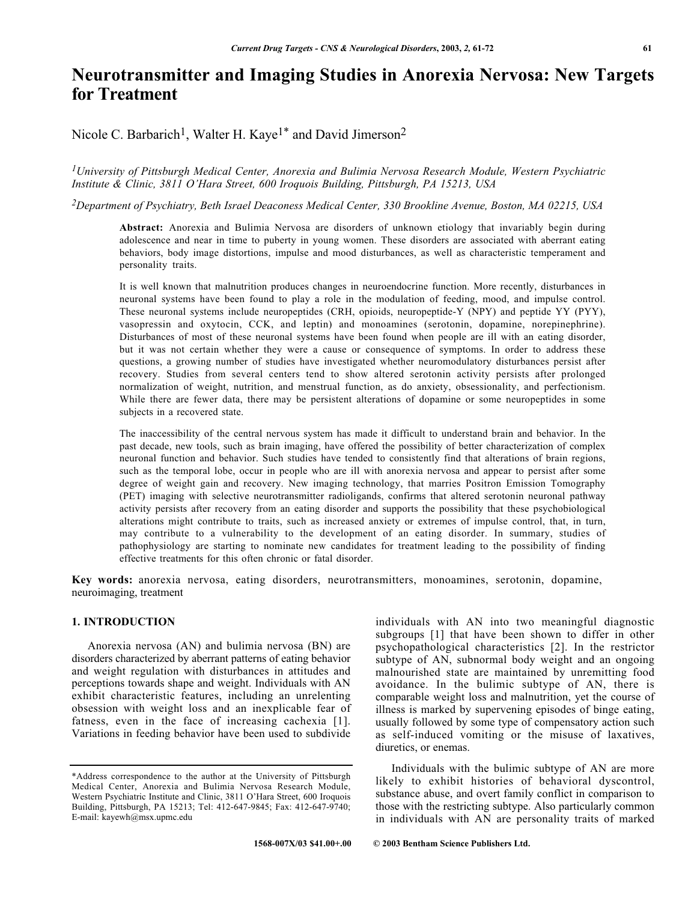# Neurotransmitter and Imaging Studies in Anorexia Nervosa: New Targets for Treatment

Nicole C. Barbarich[1], Walter H. Kaye[1*] and David Jimerson[2]

[1]*University of Pittsburgh Medical Center, Anorexia and Bulimia Nervosa Research Module, Western Psychiatric Institute & Clinic, 3811 O'Hara Street, 600 Iroquois Building, Pittsburgh, PA 15213, USA*

[2]*Department of Psychiatry, Beth Israel Deaconess Medical Center, 330 Brookline Avenue, Boston, MA 02215, USA*

**Abstract:** Anorexia and Bulimia Nervosa are disorders of unknown etiology that invariably begin during adolescence and near in time to puberty in young women. These disorders are associated with aberrant eating behaviors, body image distortions, impulse and mood disturbances, as well as characteristic temperament and personality traits.

It is well known that malnutrition produces changes in neuroendocrine function. More recently, disturbances in neuronal systems have been found to play a role in the modulation of feeding, mood, and impulse control. These neuronal systems include neuropeptides (CRH, opioids, neuropeptide-Y (NPY) and peptide YY (PYY), vasopressin and oxytocin, CCK, and leptin) and monoamines (serotonin, dopamine, norepinephrine). Disturbances of most of these neuronal systems have been found when people are ill with an eating disorder, but it was not certain whether they were a cause or consequence of symptoms. In order to address these questions, a growing number of studies have investigated whether neuromodulatory disturbances persist after recovery. Studies from several centers tend to show altered serotonin activity persists after prolonged normalization of weight, nutrition, and menstrual function, as do anxiety, obsessionality, and perfectionism. While there are fewer data, there may be persistent alterations of dopamine or some neuropeptides in some subjects in a recovered state.

The inaccessibility of the central nervous system has made it difficult to understand brain and behavior. In the past decade, new tools, such as brain imaging, have offered the possibility of better characterization of complex neuronal function and behavior. Such studies have tended to consistently find that alterations of brain regions, such as the temporal lobe, occur in people who are ill with anorexia nervosa and appear to persist after some degree of weight gain and recovery. New imaging technology, that marries Positron Emission Tomography (PET) imaging with selective neurotransmitter radioligands, confirms that altered serotonin neuronal pathway activity persists after recovery from an eating disorder and supports the possibility that these psychobiological alterations might contribute to traits, such as increased anxiety or extremes of impulse control, that, in turn, may contribute to a vulnerability to the development of an eating disorder. In summary, studies of pathophysiology are starting to nominate new candidates for treatment leading to the possibility of finding effective treatments for this often chronic or fatal disorder.

**Key words:** anorexia nervosa, eating disorders, neurotransmitters, monoamines, serotonin, dopamine, neuroimaging, treatment

## 1. INTRODUCTION

Anorexia nervosa (AN) and bulimia nervosa (BN) are disorders characterized by aberrant patterns of eating behavior and weight regulation with disturbances in attitudes and perceptions towards shape and weight. Individuals with AN exhibit characteristic features, including an unrelenting obsession with weight loss and an inexplicable fear of fatness, even in the face of increasing cachexia [1]. Variations in feeding behavior have been used to subdivide individuals with AN into two meaningful diagnostic subgroups [1] that have been shown to differ in other psychopathological characteristics [2]. In the restrictor subtype of AN, subnormal body weight and an ongoing malnourished state are maintained by unremitting food avoidance. In the bulimic subtype of AN, there is comparable weight loss and malnutrition, yet the course of illness is marked by supervening episodes of binge eating, usually followed by some type of compensatory action such as self-induced vomiting or the misuse of laxatives, diuretics, or enemas.

Individuals with the bulimic subtype of AN are more likely to exhibit histories of behavioral dyscontrol, substance abuse, and overt family conflict in comparison to those with the restricting subtype. Also particularly common in individuals with AN are personality traits of marked

*Address correspondence to the author at the University of Pittsburgh Medical Center, Anorexia and Bulimia Nervosa Research Module, Western Psychiatric Institute and Clinic, 3811 O'Hara Street, 600 Iroquois Building, Pittsburgh, PA 15213; Tel: 412-647-9845; Fax: 412-647-9740; E-mail: kayewh@msx.upmc.edu

1568-007X/03 $41.00+.00 © 2003 Bentham Science Publishers Ltd.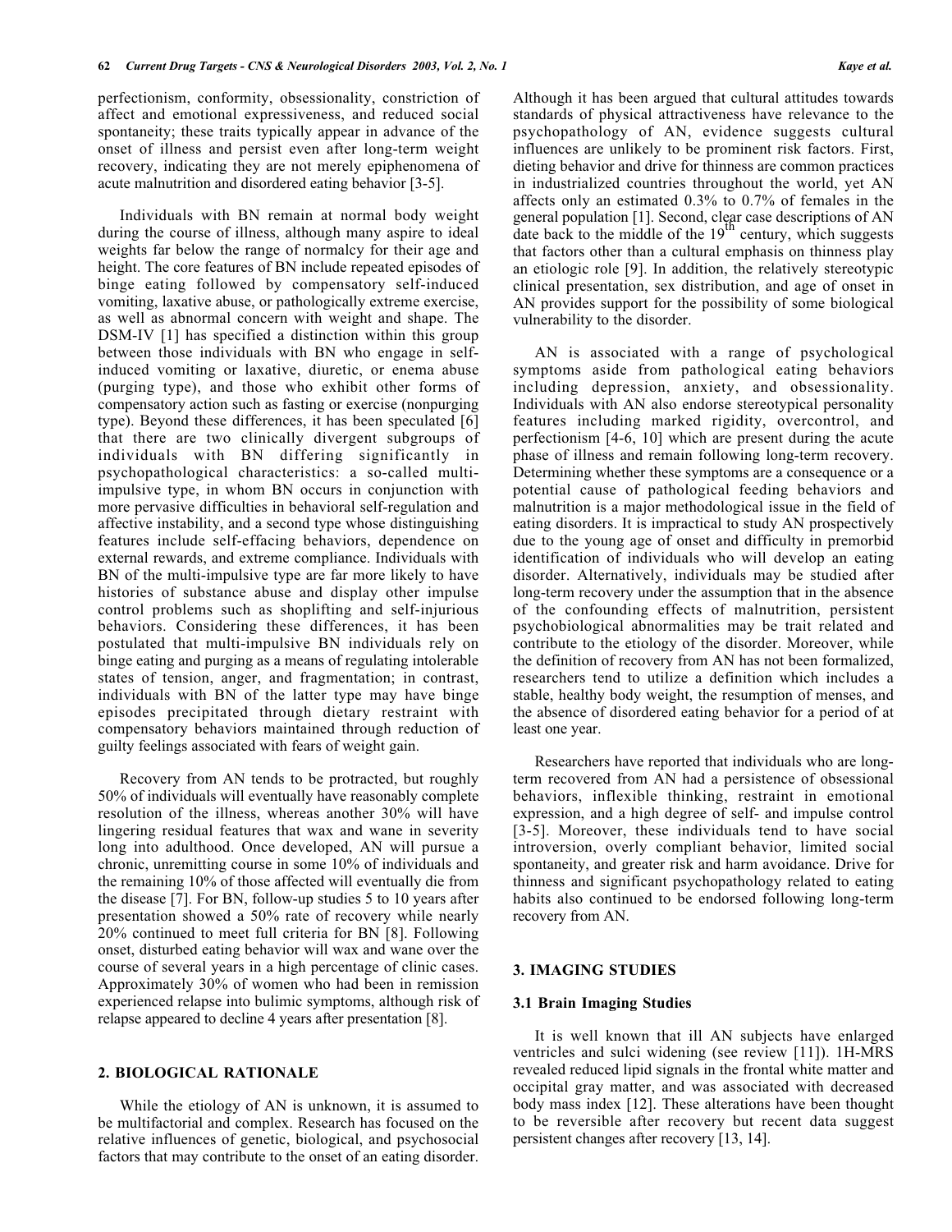perfectionism, conformity, obsessionality, constriction of affect and emotional expressiveness, and reduced social spontaneity; these traits typically appear in advance of the onset of illness and persist even after long-term weight recovery, indicating they are not merely epiphenomena of acute malnutrition and disordered eating behavior [3-5].

Individuals with BN remain at normal body weight during the course of illness, although many aspire to ideal weights far below the range of normalcy for their age and height. The core features of BN include repeated episodes of binge eating followed by compensatory self-induced vomiting, laxative abuse, or pathologically extreme exercise, as well as abnormal concern with weight and shape. The DSM-IV [1] has specified a distinction within this group between those individuals with BN who engage in self-induced vomiting or laxative, diuretic, or enema abuse (purging type), and those who exhibit other forms of compensatory action such as fasting or exercise (nonpurging type). Beyond these differences, it has been speculated [6] that there are two clinically divergent subgroups of individuals with BN differing significantly in psychopathological characteristics: a so-called multi-impulsive type, in whom BN occurs in conjunction with more pervasive difficulties in behavioral self-regulation and affective instability, and a second type whose distinguishing features include self-effacing behaviors, dependence on external rewards, and extreme compliance. Individuals with BN of the multi-impulsive type are far more likely to have histories of substance abuse and display other impulse control problems such as shoplifting and self-injurious behaviors. Considering these differences, it has been postulated that multi-impulsive BN individuals rely on binge eating and purging as a means of regulating intolerable states of tension, anger, and fragmentation; in contrast, individuals with BN of the latter type may have binge episodes precipitated through dietary restraint with compensatory behaviors maintained through reduction of guilty feelings associated with fears of weight gain.

Recovery from AN tends to be protracted, but roughly 50% of individuals will eventually have reasonably complete resolution of the illness, whereas another 30% will have lingering residual features that wax and wane in severity long into adulthood. Once developed, AN will pursue a chronic, unremitting course in some 10% of individuals and the remaining 10% of those affected will eventually die from the disease [7]. For BN, follow-up studies 5 to 10 years after presentation showed a 50% rate of recovery while nearly 20% continued to meet full criteria for BN [8]. Following onset, disturbed eating behavior will wax and wane over the course of several years in a high percentage of clinic cases. Approximately 30% of women who had been in remission experienced relapse into bulimic symptoms, although risk of relapse appeared to decline 4 years after presentation [8].

## 2. BIOLOGICAL RATIONALE

While the etiology of AN is unknown, it is assumed to be multifactorial and complex. Research has focused on the relative influences of genetic, biological, and psychosocial factors that may contribute to the onset of an eating disorder. Although it has been argued that cultural attitudes towards standards of physical attractiveness have relevance to the psychopathology of AN, evidence suggests cultural influences are unlikely to be prominent risk factors. First, dieting behavior and drive for thinness are common practices in industrialized countries throughout the world, yet AN affects only an estimated 0.3% to 0.7% of females in the general population [1]. Second, clear case descriptions of AN date back to the middle of the 19th century, which suggests that factors other than a cultural emphasis on thinness play an etiologic role [9]. In addition, the relatively stereotypic clinical presentation, sex distribution, and age of onset in AN provides support for the possibility of some biological vulnerability to the disorder.

AN is associated with a range of psychological symptoms aside from pathological eating behaviors including depression, anxiety, and obsessionality. Individuals with AN also endorse stereotypical personality features including marked rigidity, overcontrol, and perfectionism [4-6, 10] which are present during the acute phase of illness and remain following long-term recovery. Determining whether these symptoms are a consequence or a potential cause of pathological feeding behaviors and malnutrition is a major methodological issue in the field of eating disorders. It is impractical to study AN prospectively due to the young age of onset and difficulty in premorbid identification of individuals who will develop an eating disorder. Alternatively, individuals may be studied after long-term recovery under the assumption that in the absence of the confounding effects of malnutrition, persistent psychobiological abnormalities may be trait related and contribute to the etiology of the disorder. Moreover, while the definition of recovery from AN has not been formalized, researchers tend to utilize a definition which includes a stable, healthy body weight, the resumption of menses, and the absence of disordered eating behavior for a period of at least one year.

Researchers have reported that individuals who are long-term recovered from AN had a persistence of obsessional behaviors, inflexible thinking, restraint in emotional expression, and a high degree of self- and impulse control [3-5]. Moreover, these individuals tend to have social introversion, overly compliant behavior, limited social spontaneity, and greater risk and harm avoidance. Drive for thinness and significant psychopathology related to eating habits also continued to be endorsed following long-term recovery from AN.

## 3. IMAGING STUDIES

### 3.1 Brain Imaging Studies

It is well known that ill AN subjects have enlarged ventricles and sulci widening (see review [11]). 1H-MRS revealed reduced lipid signals in the frontal white matter and occipital gray matter, and was associated with decreased body mass index [12]. These alterations have been thought to be reversible after recovery but recent data suggest persistent changes after recovery [13, 14].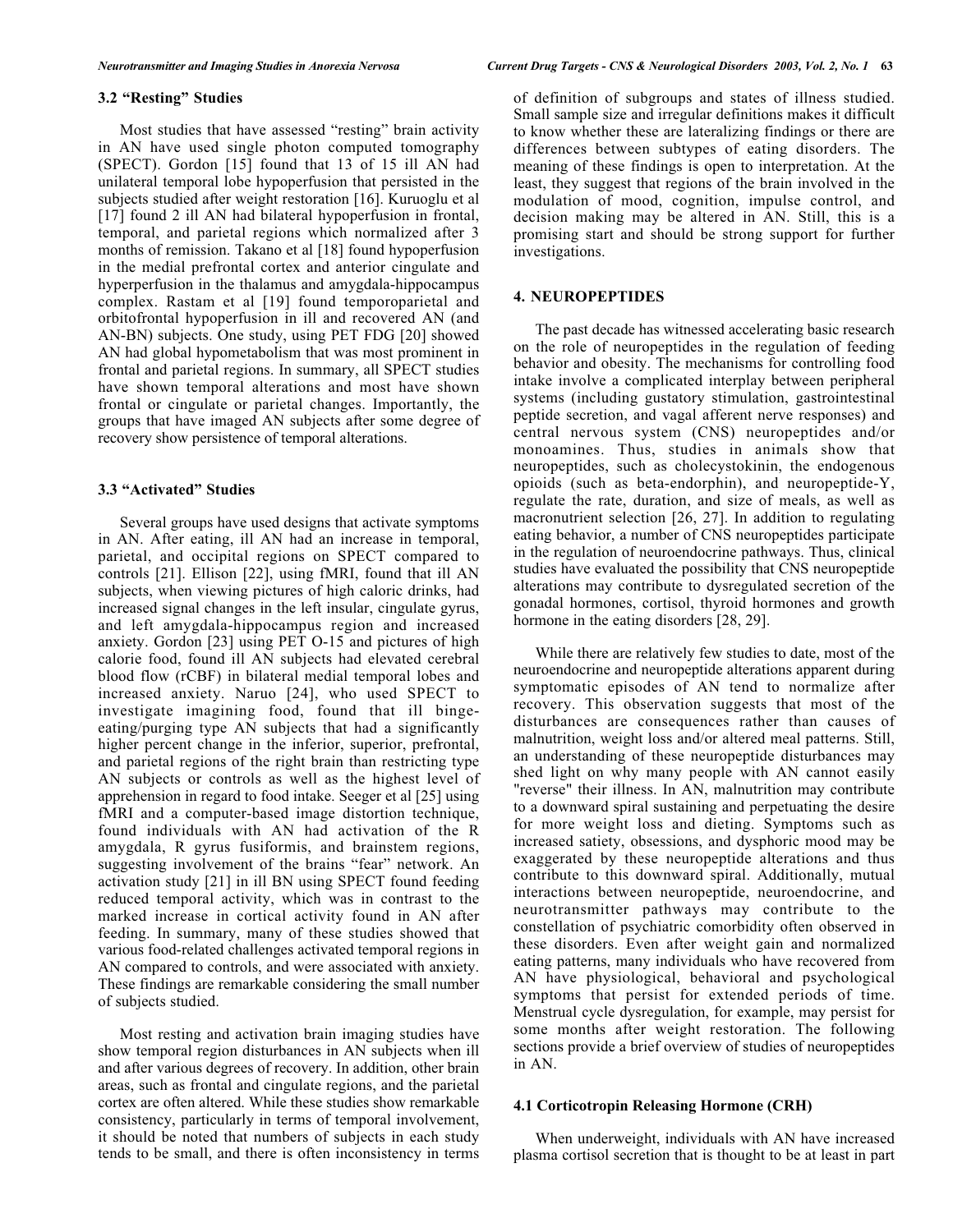### 3.2 "Resting" Studies

Most studies that have assessed "resting" brain activity in AN have used single photon computed tomography (SPECT). Gordon [15] found that 13 of 15 ill AN had unilateral temporal lobe hypoperfusion that persisted in the subjects studied after weight restoration [16]. Kuruoglu et al [17] found 2 ill AN had bilateral hypoperfusion in frontal, temporal, and parietal regions which normalized after 3 months of remission. Takano et al [18] found hypoperfusion in the medial prefrontal cortex and anterior cingulate and hyperperfusion in the thalamus and amygdala-hippocampus complex. Rastam et al [19] found temporoparietal and orbitofrontal hypoperfusion in ill and recovered AN (and AN-BN) subjects. One study, using PET FDG [20] showed AN had global hypometabolism that was most prominent in frontal and parietal regions. In summary, all SPECT studies have shown temporal alterations and most have shown frontal or cingulate or parietal changes. Importantly, the groups that have imaged AN subjects after some degree of recovery show persistence of temporal alterations.

### 3.3 "Activated" Studies

Several groups have used designs that activate symptoms in AN. After eating, ill AN had an increase in temporal, parietal, and occipital regions on SPECT compared to controls [21]. Ellison [22], using fMRI, found that ill AN subjects, when viewing pictures of high caloric drinks, had increased signal changes in the left insular, cingulate gyrus, and left amygdala-hippocampus region and increased anxiety. Gordon [23] using PET O-15 and pictures of high calorie food, found ill AN subjects had elevated cerebral blood flow (rCBF) in bilateral medial temporal lobes and increased anxiety. Naruo [24], who used SPECT to investigate imagining food, found that ill binge-eating/purging type AN subjects that had a significantly higher percent change in the inferior, superior, prefrontal, and parietal regions of the right brain than restricting type AN subjects or controls as well as the highest level of apprehension in regard to food intake. Seeger et al [25] using fMRI and a computer-based image distortion technique, found individuals with AN had activation of the R amygdala, R gyrus fusiformis, and brainstem regions, suggesting involvement of the brains "fear" network. An activation study [21] in ill BN using SPECT found feeding reduced temporal activity, which was in contrast to the marked increase in cortical activity found in AN after feeding. In summary, many of these studies showed that various food-related challenges activated temporal regions in AN compared to controls, and were associated with anxiety. These findings are remarkable considering the small number of subjects studied.

Most resting and activation brain imaging studies have show temporal region disturbances in AN subjects when ill and after various degrees of recovery. In addition, other brain areas, such as frontal and cingulate regions, and the parietal cortex are often altered. While these studies show remarkable consistency, particularly in terms of temporal involvement, it should be noted that numbers of subjects in each study tends to be small, and there is often inconsistency in terms of definition of subgroups and states of illness studied. Small sample size and irregular definitions makes it difficult to know whether these are lateralizing findings or there are differences between subtypes of eating disorders. The meaning of these findings is open to interpretation. At the least, they suggest that regions of the brain involved in the modulation of mood, cognition, impulse control, and decision making may be altered in AN. Still, this is a promising start and should be strong support for further investigations.

## 4. NEUROPEPTIDES

The past decade has witnessed accelerating basic research on the role of neuropeptides in the regulation of feeding behavior and obesity. The mechanisms for controlling food intake involve a complicated interplay between peripheral systems (including gustatory stimulation, gastrointestinal peptide secretion, and vagal afferent nerve responses) and central nervous system (CNS) neuropeptides and/or monoamines. Thus, studies in animals show that neuropeptides, such as cholecystokinin, the endogenous opioids (such as beta-endorphin), and neuropeptide-Y, regulate the rate, duration, and size of meals, as well as macronutrient selection [26, 27]. In addition to regulating eating behavior, a number of CNS neuropeptides participate in the regulation of neuroendocrine pathways. Thus, clinical studies have evaluated the possibility that CNS neuropeptide alterations may contribute to dysregulated secretion of the gonadal hormones, cortisol, thyroid hormones and growth hormone in the eating disorders [28, 29].

While there are relatively few studies to date, most of the neuroendocrine and neuropeptide alterations apparent during symptomatic episodes of AN tend to normalize after recovery. This observation suggests that most of the disturbances are consequences rather than causes of malnutrition, weight loss and/or altered meal patterns. Still, an understanding of these neuropeptide disturbances may shed light on why many people with AN cannot easily "reverse" their illness. In AN, malnutrition may contribute to a downward spiral sustaining and perpetuating the desire for more weight loss and dieting. Symptoms such as increased satiety, obsessions, and dysphoric mood may be exaggerated by these neuropeptide alterations and thus contribute to this downward spiral. Additionally, mutual interactions between neuropeptide, neuroendocrine, and neurotransmitter pathways may contribute to the constellation of psychiatric comorbidity often observed in these disorders. Even after weight gain and normalized eating patterns, many individuals who have recovered from AN have physiological, behavioral and psychological symptoms that persist for extended periods of time. Menstrual cycle dysregulation, for example, may persist for some months after weight restoration. The following sections provide a brief overview of studies of neuropeptides in AN.

### 4.1 Corticotropin Releasing Hormone (CRH)

When underweight, individuals with AN have increased plasma cortisol secretion that is thought to be at least in part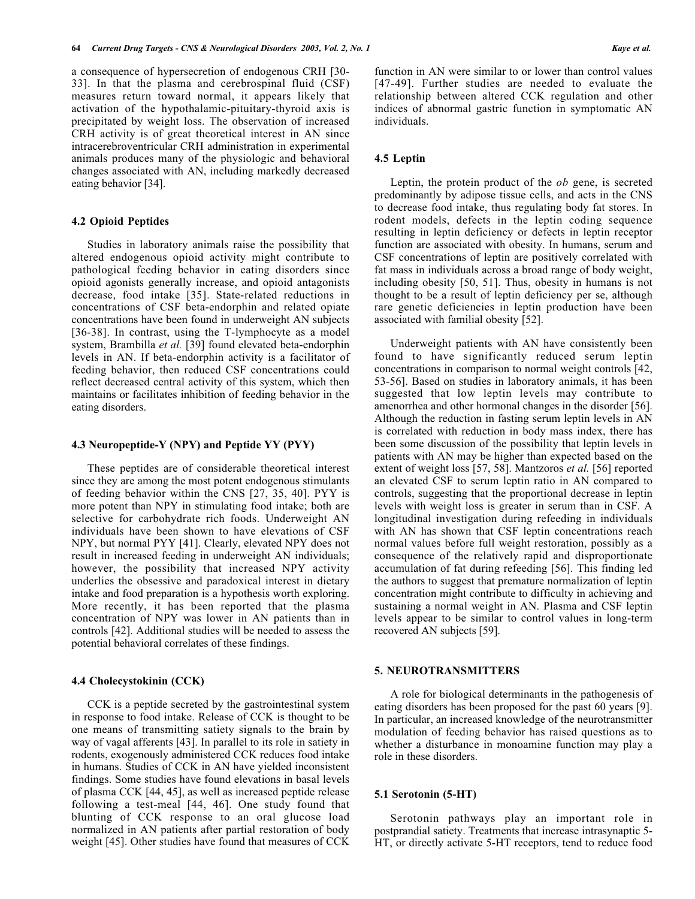a consequence of hypersecretion of endogenous CRH [30-33]. In that the plasma and cerebrospinal fluid (CSF) measures return toward normal, it appears likely that activation of the hypothalamic-pituitary-thyroid axis is precipitated by weight loss. The observation of increased CRH activity is of great theoretical interest in AN since intracerebroventricular CRH administration in experimental animals produces many of the physiologic and behavioral changes associated with AN, including markedly decreased eating behavior [34].

### 4.2 Opioid Peptides

Studies in laboratory animals raise the possibility that altered endogenous opioid activity might contribute to pathological feeding behavior in eating disorders since opioid agonists generally increase, and opioid antagonists decrease, food intake [35]. State-related reductions in concentrations of CSF beta-endorphin and related opiate concentrations have been found in underweight AN subjects [36-38]. In contrast, using the T-lymphocyte as a model system, Brambilla *et al.* [39] found elevated beta-endorphin levels in AN. If beta-endorphin activity is a facilitator of feeding behavior, then reduced CSF concentrations could reflect decreased central activity of this system, which then maintains or facilitates inhibition of feeding behavior in the eating disorders.

### 4.3 Neuropeptide-Y (NPY) and Peptide YY (PYY)

These peptides are of considerable theoretical interest since they are among the most potent endogenous stimulants of feeding behavior within the CNS [27, 35, 40]. PYY is more potent than NPY in stimulating food intake; both are selective for carbohydrate rich foods. Underweight AN individuals have been shown to have elevations of CSF NPY, but normal PYY [41]. Clearly, elevated NPY does not result in increased feeding in underweight AN individuals; however, the possibility that increased NPY activity underlies the obsessive and paradoxical interest in dietary intake and food preparation is a hypothesis worth exploring. More recently, it has been reported that the plasma concentration of NPY was lower in AN patients than in controls [42]. Additional studies will be needed to assess the potential behavioral correlates of these findings.

### 4.4 Cholecystokinin (CCK)

CCK is a peptide secreted by the gastrointestinal system in response to food intake. Release of CCK is thought to be one means of transmitting satiety signals to the brain by way of vagal afferents [43]. In parallel to its role in satiety in rodents, exogenously administered CCK reduces food intake in humans. Studies of CCK in AN have yielded inconsistent findings. Some studies have found elevations in basal levels of plasma CCK [44, 45], as well as increased peptide release following a test-meal [44, 46]. One study found that blunting of CCK response to an oral glucose load normalized in AN patients after partial restoration of body weight [45]. Other studies have found that measures of CCK function in AN were similar to or lower than control values [47-49]. Further studies are needed to evaluate the relationship between altered CCK regulation and other indices of abnormal gastric function in symptomatic AN individuals.

### 4.5 Leptin

Leptin, the protein product of the *ob* gene, is secreted predominantly by adipose tissue cells, and acts in the CNS to decrease food intake, thus regulating body fat stores. In rodent models, defects in the leptin coding sequence resulting in leptin deficiency or defects in leptin receptor function are associated with obesity. In humans, serum and CSF concentrations of leptin are positively correlated with fat mass in individuals across a broad range of body weight, including obesity [50, 51]. Thus, obesity in humans is not thought to be a result of leptin deficiency per se, although rare genetic deficiencies in leptin production have been associated with familial obesity [52].

Underweight patients with AN have consistently been found to have significantly reduced serum leptin concentrations in comparison to normal weight controls [42, 53-56]. Based on studies in laboratory animals, it has been suggested that low leptin levels may contribute to amenorrhea and other hormonal changes in the disorder [56]. Although the reduction in fasting serum leptin levels in AN is correlated with reduction in body mass index, there has been some discussion of the possibility that leptin levels in patients with AN may be higher than expected based on the extent of weight loss [57, 58]. Mantzoros *et al.* [56] reported an elevated CSF to serum leptin ratio in AN compared to controls, suggesting that the proportional decrease in leptin levels with weight loss is greater in serum than in CSF. A longitudinal investigation during refeeding in individuals with AN has shown that CSF leptin concentrations reach normal values before full weight restoration, possibly as a consequence of the relatively rapid and disproportionate accumulation of fat during refeeding [56]. This finding led the authors to suggest that premature normalization of leptin concentration might contribute to difficulty in achieving and sustaining a normal weight in AN. Plasma and CSF leptin levels appear to be similar to control values in long-term recovered AN subjects [59].

## 5. NEUROTRANSMITTERS

A role for biological determinants in the pathogenesis of eating disorders has been proposed for the past 60 years [9]. In particular, an increased knowledge of the neurotransmitter modulation of feeding behavior has raised questions as to whether a disturbance in monoamine function may play a role in these disorders.

### 5.1 Serotonin (5-HT)

Serotonin pathways play an important role in postprandial satiety. Treatments that increase intrasynaptic 5-HT, or directly activate 5-HT receptors, tend to reduce food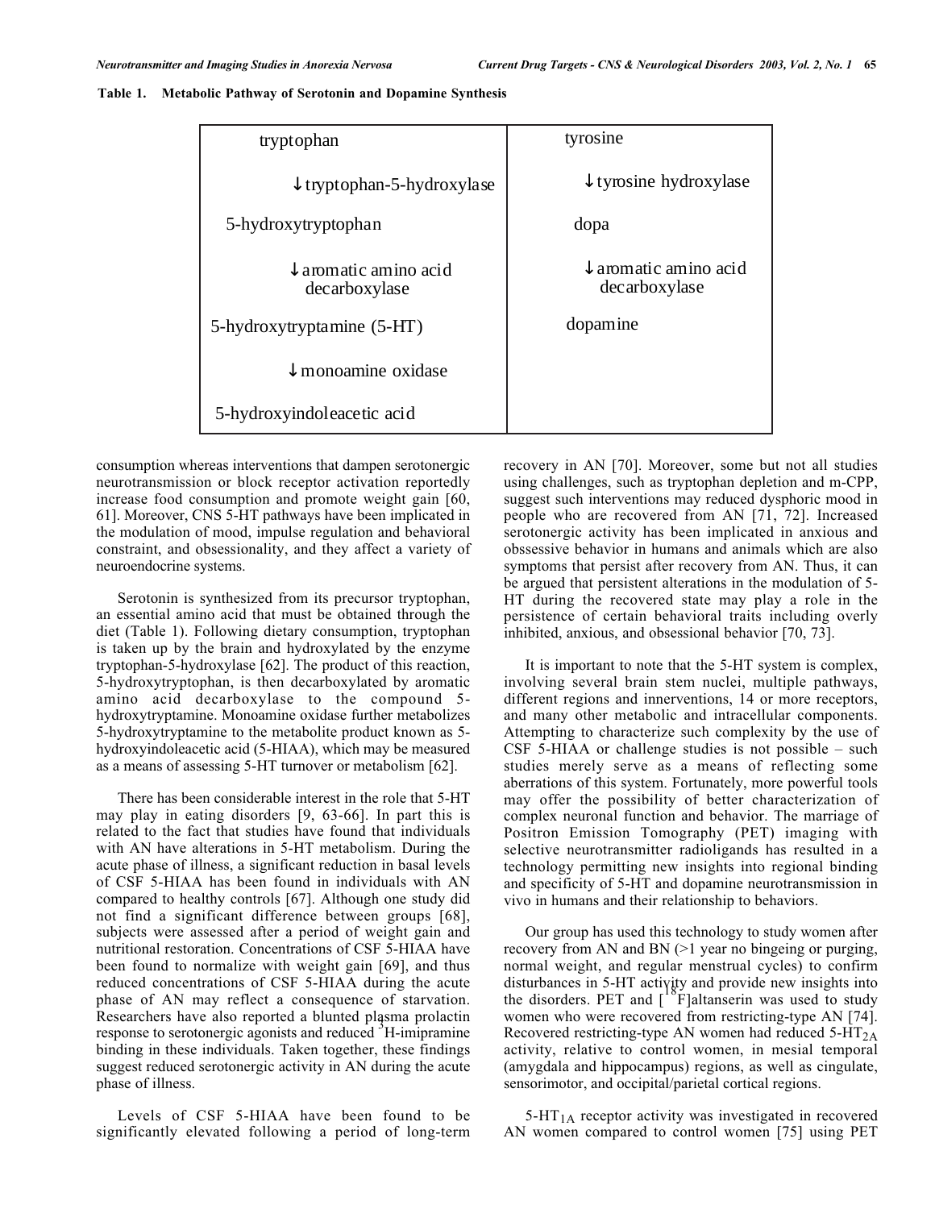**Table 1. Metabolic Pathway of Serotonin and Dopamine Synthesis**

| | |
|---|---|
| tryptophan | tyrosine |
| ↓ tryptophan-5-hydroxylase | ↓ tyrosine hydroxylase |
| 5-hydroxytryptophan | dopa |
| ↓ aromatic amino acid decarboxylase | ↓ aromatic amino acid decarboxylase |
| 5-hydroxytryptamine (5-HT) | dopamine |
| ↓ monoamine oxidase | |
| 5-hydroxyindoleacetic acid | |

consumption whereas interventions that dampen serotonergic neurotransmission or block receptor activation reportedly increase food consumption and promote weight gain [60, 61]. Moreover, CNS 5-HT pathways have been implicated in the modulation of mood, impulse regulation and behavioral constraint, and obsessionality, and they affect a variety of neuroendocrine systems.

Serotonin is synthesized from its precursor tryptophan, an essential amino acid that must be obtained through the diet (Table 1). Following dietary consumption, tryptophan is taken up by the brain and hydroxylated by the enzyme tryptophan-5-hydroxylase [62]. The product of this reaction, 5-hydroxytryptophan, is then decarboxylated by aromatic amino acid decarboxylase to the compound 5-hydroxytryptamine. Monoamine oxidase further metabolizes 5-hydroxytryptamine to the metabolite product known as 5-hydroxyindoleacetic acid (5-HIAA), which may be measured as a means of assessing 5-HT turnover or metabolism [62].

There has been considerable interest in the role that 5-HT may play in eating disorders [9, 63-66]. In part this is related to the fact that studies have found that individuals with AN have alterations in 5-HT metabolism. During the acute phase of illness, a significant reduction in basal levels of CSF 5-HIAA has been found in individuals with AN compared to healthy controls [67]. Although one study did not find a significant difference between groups [68], subjects were assessed after a period of weight gain and nutritional restoration. Concentrations of CSF 5-HIAA have been found to normalize with weight gain [69], and thus reduced concentrations of CSF 5-HIAA during the acute phase of AN may reflect a consequence of starvation. Researchers have also reported a blunted plasma prolactin response to serotonergic agonists and reduced $^{3}$H-imipramine binding in these individuals. Taken together, these findings suggest reduced serotonergic activity in AN during the acute phase of illness.

Levels of CSF 5-HIAA have been found to be significantly elevated following a period of long-term recovery in AN [70]. Moreover, some but not all studies using challenges, such as tryptophan depletion and m-CPP, suggest such interventions may reduced dysphoric mood in people who are recovered from AN [71, 72]. Increased serotonergic activity has been implicated in anxious and obssessive behavior in humans and animals which are also symptoms that persist after recovery from AN. Thus, it can be argued that persistent alterations in the modulation of 5-HT during the recovered state may play a role in the persistence of certain behavioral traits including overly inhibited, anxious, and obsessional behavior [70, 73].

It is important to note that the 5-HT system is complex, involving several brain stem nuclei, multiple pathways, different regions and innerventions, 14 or more receptors, and many other metabolic and intracellular components. Attempting to characterize such complexity by the use of CSF 5-HIAA or challenge studies is not possible – such studies merely serve as a means of reflecting some aberrations of this system. Fortunately, more powerful tools may offer the possibility of better characterization of complex neuronal function and behavior. The marriage of Positron Emission Tomography (PET) imaging with selective neurotransmitter radioligands has resulted in a technology permitting new insights into regional binding and specificity of 5-HT and dopamine neurotransmission in vivo in humans and their relationship to behaviors.

Our group has used this technology to study women after recovery from AN and BN (>1 year no bingeing or purging, normal weight, and regular menstrual cycles) to confirm disturbances in 5-HT activity and provide new insights into the disorders. PET and [$^{18}$F]altanserin was used to study women who were recovered from restricting-type AN [74]. Recovered restricting-type AN women had reduced 5-$HT_{2A}$ activity, relative to control women, in mesial temporal (amygdala and hippocampus) regions, as well as cingulate, sensorimotor, and occipital/parietal cortical regions.

5-$HT_{1A}$ receptor activity was investigated in recovered AN women compared to control women [75] using PET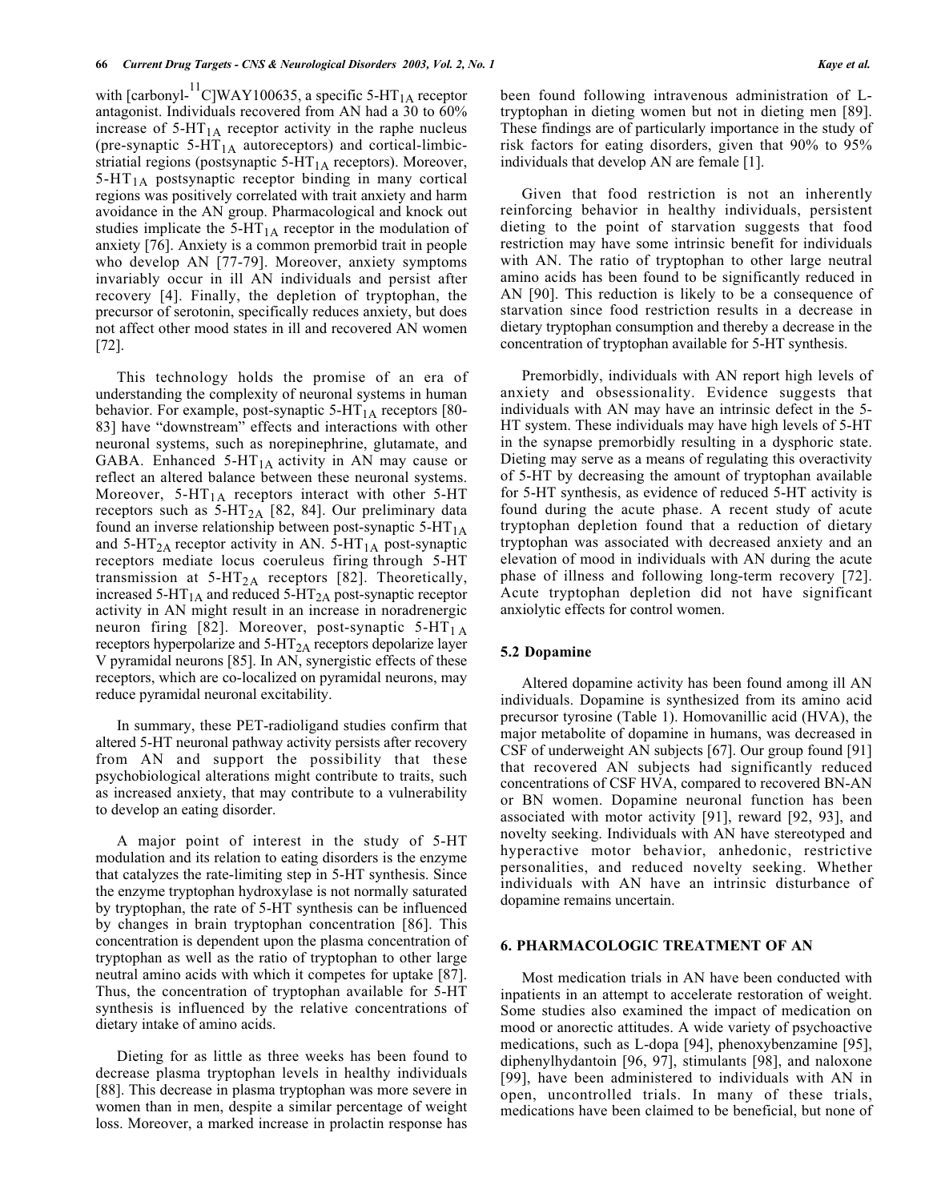with [carbonyl-$^{11}$C]WAY100635, a specific $5\text{-HT}_{1A}$ receptor antagonist. Individuals recovered from AN had a 30 to 60% increase of $5\text{-HT}_{1A}$ receptor activity in the raphe nucleus (pre-synaptic $5\text{-HT}_{1A}$ autoreceptors) and cortical-limbic-striatial regions (postsynaptic $5\text{-HT}_{1A}$ receptors). Moreover, $5\text{-HT}_{1A}$ postsynaptic receptor binding in many cortical regions was positively correlated with trait anxiety and harm avoidance in the AN group. Pharmacological and knock out studies implicate the $5\text{-HT}_{1A}$ receptor in the modulation of anxiety [76]. Anxiety is a common premorbid trait in people who develop AN [77-79]. Moreover, anxiety symptoms invariably occur in ill AN individuals and persist after recovery [4]. Finally, the depletion of tryptophan, the precursor of serotonin, specifically reduces anxiety, but does not affect other mood states in ill and recovered AN women [72].

This technology holds the promise of an era of understanding the complexity of neuronal systems in human behavior. For example, post-synaptic $5\text{-HT}_{1A}$ receptors [80-83] have "downstream" effects and interactions with other neuronal systems, such as norepinephrine, glutamate, and GABA. Enhanced $5\text{-HT}_{1A}$ activity in AN may cause or reflect an altered balance between these neuronal systems. Moreover, $5\text{-HT}_{1A}$ receptors interact with other 5-HT receptors such as $5\text{-HT}_{2A}$ [82, 84]. Our preliminary data found an inverse relationship between post-synaptic $5\text{-HT}_{1A}$ and $5\text{-HT}_{2A}$ receptor activity in AN. $5\text{-HT}_{1A}$ post-synaptic receptors mediate locus coeruleus firing through 5-HT transmission at $5\text{-HT}_{2A}$ receptors [82]. Theoretically, increased $5\text{-HT}_{1A}$ and reduced $5\text{-HT}_{2A}$ post-synaptic receptor activity in AN might result in an increase in noradrenergic neuron firing [82]. Moreover, post-synaptic $5\text{-HT}_{1A}$ receptors hyperpolarize and $5\text{-HT}_{2A}$ receptors depolarize layer V pyramidal neurons [85]. In AN, synergistic effects of these receptors, which are co-localized on pyramidal neurons, may reduce pyramidal neuronal excitability.

In summary, these PET-radioligand studies confirm that altered 5-HT neuronal pathway activity persists after recovery from AN and support the possibility that these psychobiological alterations might contribute to traits, such as increased anxiety, that may contribute to a vulnerability to develop an eating disorder.

A major point of interest in the study of 5-HT modulation and its relation to eating disorders is the enzyme that catalyzes the rate-limiting step in 5-HT synthesis. Since the enzyme tryptophan hydroxylase is not normally saturated by tryptophan, the rate of 5-HT synthesis can be influenced by changes in brain tryptophan concentration [86]. This concentration is dependent upon the plasma concentration of tryptophan as well as the ratio of tryptophan to other large neutral amino acids with which it competes for uptake [87]. Thus, the concentration of tryptophan available for 5-HT synthesis is influenced by the relative concentrations of dietary intake of amino acids.

Dieting for as little as three weeks has been found to decrease plasma tryptophan levels in healthy individuals [88]. This decrease in plasma tryptophan was more severe in women than in men, despite a similar percentage of weight loss. Moreover, a marked increase in prolactin response has been found following intravenous administration of L-tryptophan in dieting women but not in dieting men [89]. These findings are of particularly importance in the study of risk factors for eating disorders, given that 90% to 95% individuals that develop AN are female [1].

Given that food restriction is not an inherently reinforcing behavior in healthy individuals, persistent dieting to the point of starvation suggests that food restriction may have some intrinsic benefit for individuals with AN. The ratio of tryptophan to other large neutral amino acids has been found to be significantly reduced in AN [90]. This reduction is likely to be a consequence of starvation since food restriction results in a decrease in dietary tryptophan consumption and thereby a decrease in the concentration of tryptophan available for 5-HT synthesis.

Premorbidly, individuals with AN report high levels of anxiety and obsessionality. Evidence suggests that individuals with AN may have an intrinsic defect in the 5-HT system. These individuals may have high levels of 5-HT in the synapse premorbidly resulting in a dysphoric state. Dieting may serve as a means of regulating this overactivity of 5-HT by decreasing the amount of tryptophan available for 5-HT synthesis, as evidence of reduced 5-HT activity is found during the acute phase. A recent study of acute tryptophan depletion found that a reduction of dietary tryptophan was associated with decreased anxiety and an elevation of mood in individuals with AN during the acute phase of illness and following long-term recovery [72]. Acute tryptophan depletion did not have significant anxiolytic effects for control women.

### 5.2 Dopamine

Altered dopamine activity has been found among ill AN individuals. Dopamine is synthesized from its amino acid precursor tyrosine (Table 1). Homovanillic acid (HVA), the major metabolite of dopamine in humans, was decreased in CSF of underweight AN subjects [67]. Our group found [91] that recovered AN subjects had significantly reduced concentrations of CSF HVA, compared to recovered BN-AN or BN women. Dopamine neuronal function has been associated with motor activity [91], reward [92, 93], and novelty seeking. Individuals with AN have stereotyped and hyperactive motor behavior, anhedonic, restrictive personalities, and reduced novelty seeking. Whether individuals with AN have an intrinsic disturbance of dopamine remains uncertain.

## 6. PHARMACOLOGIC TREATMENT OF AN

Most medication trials in AN have been conducted with inpatients in an attempt to accelerate restoration of weight. Some studies also examined the impact of medication on mood or anorectic attitudes. A wide variety of psychoactive medications, such as L-dopa [94], phenoxybenzamine [95], diphenylhydantoin [96, 97], stimulants [98], and naloxone [99], have been administered to individuals with AN in open, uncontrolled trials. In many of these trials, medications have been claimed to be beneficial, but none of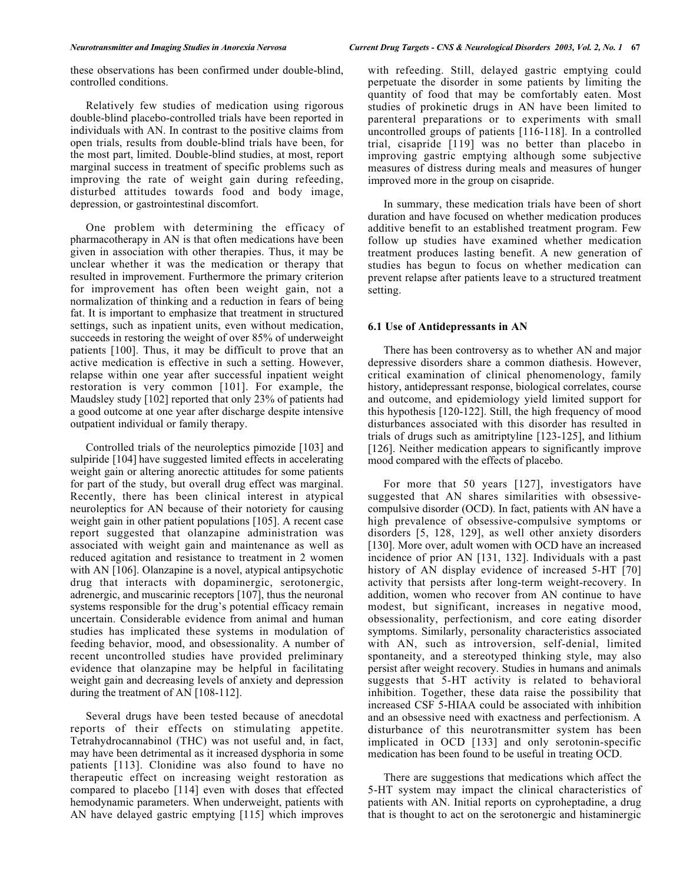these observations has been confirmed under double-blind, controlled conditions.

Relatively few studies of medication using rigorous double-blind placebo-controlled trials have been reported in individuals with AN. In contrast to the positive claims from open trials, results from double-blind trials have been, for the most part, limited. Double-blind studies, at most, report marginal success in treatment of specific problems such as improving the rate of weight gain during refeeding, disturbed attitudes towards food and body image, depression, or gastrointestinal discomfort.

One problem with determining the efficacy of pharmacotherapy in AN is that often medications have been given in association with other therapies. Thus, it may be unclear whether it was the medication or therapy that resulted in improvement. Furthermore the primary criterion for improvement has often been weight gain, not a normalization of thinking and a reduction in fears of being fat. It is important to emphasize that treatment in structured settings, such as inpatient units, even without medication, succeeds in restoring the weight of over 85% of underweight patients [100]. Thus, it may be difficult to prove that an active medication is effective in such a setting. However, relapse within one year after successful inpatient weight restoration is very common [101]. For example, the Maudsley study [102] reported that only 23% of patients had a good outcome at one year after discharge despite intensive outpatient individual or family therapy.

Controlled trials of the neuroleptics pimozide [103] and sulpiride [104] have suggested limited effects in accelerating weight gain or altering anorectic attitudes for some patients for part of the study, but overall drug effect was marginal. Recently, there has been clinical interest in atypical neuroleptics for AN because of their notoriety for causing weight gain in other patient populations [105]. A recent case report suggested that olanzapine administration was associated with weight gain and maintenance as well as reduced agitation and resistance to treatment in 2 women with AN [106]. Olanzapine is a novel, atypical antipsychotic drug that interacts with dopaminergic, serotonergic, adrenergic, and muscarinic receptors [107], thus the neuronal systems responsible for the drug's potential efficacy remain uncertain. Considerable evidence from animal and human studies has implicated these systems in modulation of feeding behavior, mood, and obsessionality. A number of recent uncontrolled studies have provided preliminary evidence that olanzapine may be helpful in facilitating weight gain and decreasing levels of anxiety and depression during the treatment of AN [108-112].

Several drugs have been tested because of anecdotal reports of their effects on stimulating appetite. Tetrahydrocannabinol (THC) was not useful and, in fact, may have been detrimental as it increased dysphoria in some patients [113]. Clonidine was also found to have no therapeutic effect on increasing weight restoration as compared to placebo [114] even with doses that effected hemodynamic parameters. When underweight, patients with AN have delayed gastric emptying [115] which improves with refeeding. Still, delayed gastric emptying could perpetuate the disorder in some patients by limiting the quantity of food that may be comfortably eaten. Most studies of prokinetic drugs in AN have been limited to parenteral preparations or to experiments with small uncontrolled groups of patients [116-118]. In a controlled trial, cisapride [119] was no better than placebo in improving gastric emptying although some subjective measures of distress during meals and measures of hunger improved more in the group on cisapride.

In summary, these medication trials have been of short duration and have focused on whether medication produces additive benefit to an established treatment program. Few follow up studies have examined whether medication treatment produces lasting benefit. A new generation of studies has begun to focus on whether medication can prevent relapse after patients leave to a structured treatment setting.

### 6.1 Use of Antidepressants in AN

There has been controversy as to whether AN and major depressive disorders share a common diathesis. However, critical examination of clinical phenomenology, family history, antidepressant response, biological correlates, course and outcome, and epidemiology yield limited support for this hypothesis [120-122]. Still, the high frequency of mood disturbances associated with this disorder has resulted in trials of drugs such as amitriptyline [123-125], and lithium [126]. Neither medication appears to significantly improve mood compared with the effects of placebo.

For more that 50 years [127], investigators have suggested that AN shares similarities with obsessive-compulsive disorder (OCD). In fact, patients with AN have a high prevalence of obsessive-compulsive symptoms or disorders [5, 128, 129], as well other anxiety disorders [130]. More over, adult women with OCD have an increased incidence of prior AN [131, 132]. Individuals with a past history of AN display evidence of increased 5-HT [70] activity that persists after long-term weight-recovery. In addition, women who recover from AN continue to have modest, but significant, increases in negative mood, obsessionality, perfectionism, and core eating disorder symptoms. Similarly, personality characteristics associated with AN, such as introversion, self-denial, limited spontaneity, and a stereotyped thinking style, may also persist after weight recovery. Studies in humans and animals suggests that 5-HT activity is related to behavioral inhibition. Together, these data raise the possibility that increased CSF 5-HIAA could be associated with inhibition and an obsessive need with exactness and perfectionism. A disturbance of this neurotransmitter system has been implicated in OCD [133] and only serotonin-specific medication has been found to be useful in treating OCD.

There are suggestions that medications which affect the 5-HT system may impact the clinical characteristics of patients with AN. Initial reports on cyproheptadine, a drug that is thought to act on the serotonergic and histaminergic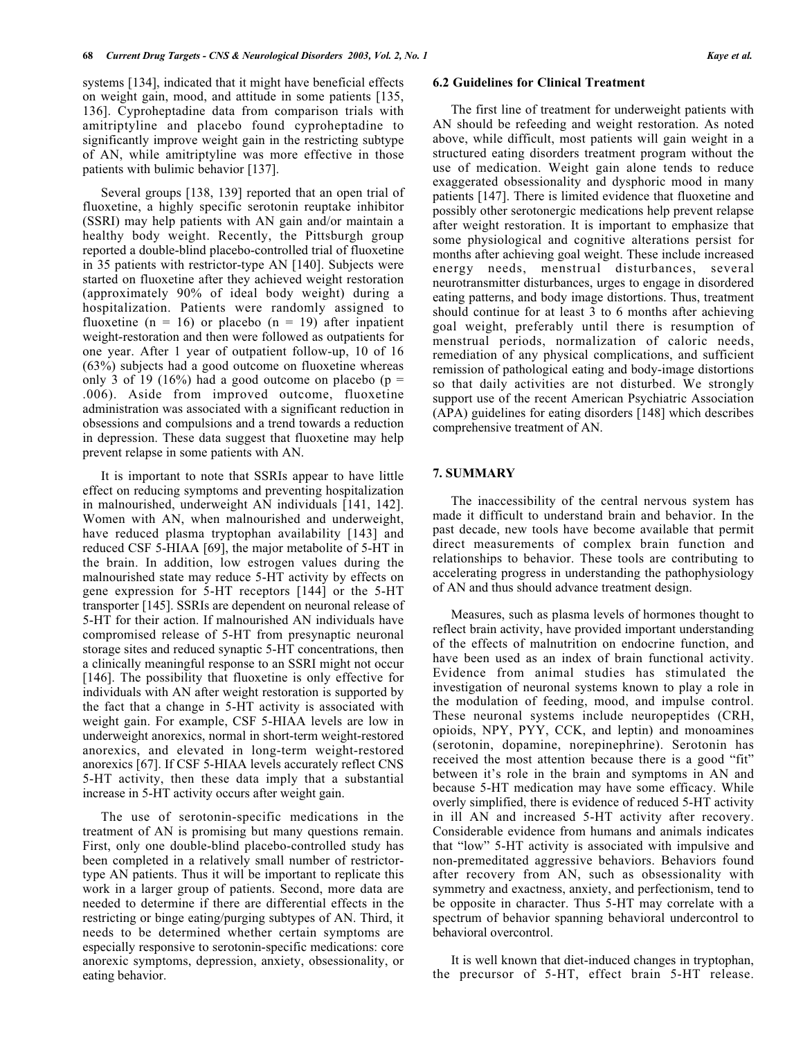systems [134], indicated that it might have beneficial effects on weight gain, mood, and attitude in some patients [135, 136]. Cyproheptadine data from comparison trials with amitriptyline and placebo found cyproheptadine to significantly improve weight gain in the restricting subtype of AN, while amitriptyline was more effective in those patients with bulimic behavior [137].

Several groups [138, 139] reported that an open trial of fluoxetine, a highly specific serotonin reuptake inhibitor (SSRI) may help patients with AN gain and/or maintain a healthy body weight. Recently, the Pittsburgh group reported a double-blind placebo-controlled trial of fluoxetine in 35 patients with restrictor-type AN [140]. Subjects were started on fluoxetine after they achieved weight restoration (approximately 90% of ideal body weight) during a hospitalization. Patients were randomly assigned to fluoxetine (n = 16) or placebo (n = 19) after inpatient weight-restoration and then were followed as outpatients for one year. After 1 year of outpatient follow-up, 10 of 16 (63%) subjects had a good outcome on fluoxetine whereas only 3 of 19 (16%) had a good outcome on placebo (p = .006). Aside from improved outcome, fluoxetine administration was associated with a significant reduction in obsessions and compulsions and a trend towards a reduction in depression. These data suggest that fluoxetine may help prevent relapse in some patients with AN.

It is important to note that SSRIs appear to have little effect on reducing symptoms and preventing hospitalization in malnourished, underweight AN individuals [141, 142]. Women with AN, when malnourished and underweight, have reduced plasma tryptophan availability [143] and reduced CSF 5-HIAA [69], the major metabolite of 5-HT in the brain. In addition, low estrogen values during the malnourished state may reduce 5-HT activity by effects on gene expression for 5-HT receptors [144] or the 5-HT transporter [145]. SSRIs are dependent on neuronal release of 5-HT for their action. If malnourished AN individuals have compromised release of 5-HT from presynaptic neuronal storage sites and reduced synaptic 5-HT concentrations, then a clinically meaningful response to an SSRI might not occur [146]. The possibility that fluoxetine is only effective for individuals with AN after weight restoration is supported by the fact that a change in 5-HT activity is associated with weight gain. For example, CSF 5-HIAA levels are low in underweight anorexics, normal in short-term weight-restored anorexics, and elevated in long-term weight-restored anorexics [67]. If CSF 5-HIAA levels accurately reflect CNS 5-HT activity, then these data imply that a substantial increase in 5-HT activity occurs after weight gain.

The use of serotonin-specific medications in the treatment of AN is promising but many questions remain. First, only one double-blind placebo-controlled study has been completed in a relatively small number of restrictor-type AN patients. Thus it will be important to replicate this work in a larger group of patients. Second, more data are needed to determine if there are differential effects in the restricting or binge eating/purging subtypes of AN. Third, it needs to be determined whether certain symptoms are especially responsive to serotonin-specific medications: core anorexic symptoms, depression, anxiety, obsessionality, or eating behavior.

### 6.2 Guidelines for Clinical Treatment

The first line of treatment for underweight patients with AN should be refeeding and weight restoration. As noted above, while difficult, most patients will gain weight in a structured eating disorders treatment program without the use of medication. Weight gain alone tends to reduce exaggerated obsessionality and dysphoric mood in many patients [147]. There is limited evidence that fluoxetine and possibly other serotonergic medications help prevent relapse after weight restoration. It is important to emphasize that some physiological and cognitive alterations persist for months after achieving goal weight. These include increased energy needs, menstrual disturbances, several neurotransmitter disturbances, urges to engage in disordered eating patterns, and body image distortions. Thus, treatment should continue for at least 3 to 6 months after achieving goal weight, preferably until there is resumption of menstrual periods, normalization of caloric needs, remediation of any physical complications, and sufficient remission of pathological eating and body-image distortions so that daily activities are not disturbed. We strongly support use of the recent American Psychiatric Association (APA) guidelines for eating disorders [148] which describes comprehensive treatment of AN.

## 7. SUMMARY

The inaccessibility of the central nervous system has made it difficult to understand brain and behavior. In the past decade, new tools have become available that permit direct measurements of complex brain function and relationships to behavior. These tools are contributing to accelerating progress in understanding the pathophysiology of AN and thus should advance treatment design.

Measures, such as plasma levels of hormones thought to reflect brain activity, have provided important understanding of the effects of malnutrition on endocrine function, and have been used as an index of brain functional activity. Evidence from animal studies has stimulated the investigation of neuronal systems known to play a role in the modulation of feeding, mood, and impulse control. These neuronal systems include neuropeptides (CRH, opioids, NPY, PYY, CCK, and leptin) and monoamines (serotonin, dopamine, norepinephrine). Serotonin has received the most attention because there is a good "fit" between it's role in the brain and symptoms in AN and because 5-HT medication may have some efficacy. While overly simplified, there is evidence of reduced 5-HT activity in ill AN and increased 5-HT activity after recovery. Considerable evidence from humans and animals indicates that "low" 5-HT activity is associated with impulsive and non-premeditated aggressive behaviors. Behaviors found after recovery from AN, such as obsessionality with symmetry and exactness, anxiety, and perfectionism, tend to be opposite in character. Thus 5-HT may correlate with a spectrum of behavior spanning behavioral undercontrol to behavioral overcontrol.

It is well known that diet-induced changes in tryptophan, the precursor of 5-HT, effect brain 5-HT release.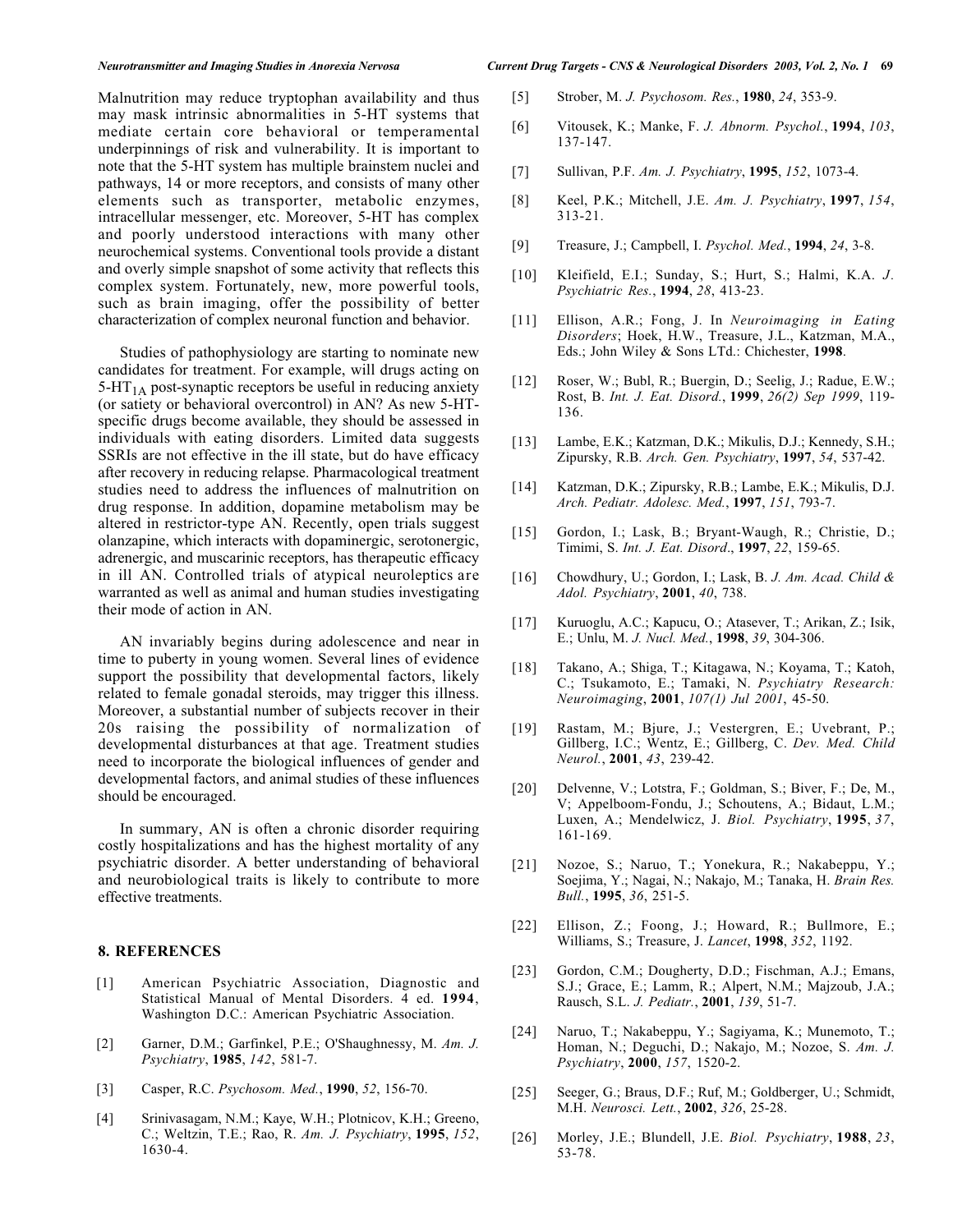Malnutrition may reduce tryptophan availability and thus may mask intrinsic abnormalities in 5-HT systems that mediate certain core behavioral or temperamental underpinnings of risk and vulnerability. It is important to note that the 5-HT system has multiple brainstem nuclei and pathways, 14 or more receptors, and consists of many other elements such as transporter, metabolic enzymes, intracellular messenger, etc. Moreover, 5-HT has complex and poorly understood interactions with many other neurochemical systems. Conventional tools provide a distant and overly simple snapshot of some activity that reflects this complex system. Fortunately, new, more powerful tools, such as brain imaging, offer the possibility of better characterization of complex neuronal function and behavior.

Studies of pathophysiology are starting to nominate new candidates for treatment. For example, will drugs acting on $5\text{-HT}_{1A}$ post-synaptic receptors be useful in reducing anxiety (or satiety or behavioral overcontrol) in AN? As new 5-HT-specific drugs become available, they should be assessed in individuals with eating disorders. Limited data suggests SSRIs are not effective in the ill state, but do have efficacy after recovery in reducing relapse. Pharmacological treatment studies need to address the influences of malnutrition on drug response. In addition, dopamine metabolism may be altered in restrictor-type AN. Recently, open trials suggest olanzapine, which interacts with dopaminergic, serotonergic, adrenergic, and muscarinic receptors, has therapeutic efficacy in ill AN. Controlled trials of atypical neuroleptics are warranted as well as animal and human studies investigating their mode of action in AN.

AN invariably begins during adolescence and near in time to puberty in young women. Several lines of evidence support the possibility that developmental factors, likely related to female gonadal steroids, may trigger this illness. Moreover, a substantial number of subjects recover in their 20s raising the possibility of normalization of developmental disturbances at that age. Treatment studies need to incorporate the biological influences of gender and developmental factors, and animal studies of these influences should be encouraged.

In summary, AN is often a chronic disorder requiring costly hospitalizations and has the highest mortality of any psychiatric disorder. A better understanding of behavioral and neurobiological traits is likely to contribute to more effective treatments.

## 8. REFERENCES

[1] American Psychiatric Association, Diagnostic and Statistical Manual of Mental Disorders. 4 ed. **1994**, Washington D.C.: American Psychiatric Association.

[2] Garner, D.M.; Garfinkel, P.E.; O'Shaughnessy, M. *Am. J. Psychiatry*, **1985**, *142*, 581-7.

[3] Casper, R.C. *Psychosom. Med.*, **1990**, *52*, 156-70.

[4] Srinivasagam, N.M.; Kaye, W.H.; Plotnicov, K.H.; Greeno, C.; Weltzin, T.E.; Rao, R. *Am. J. Psychiatry*, **1995**, *152*, 1630-4.

[5] Strober, M. *J. Psychosom. Res.*, **1980**, *24*, 353-9.

[6] Vitousek, K.; Manke, F. *J. Abnorm. Psychol.*, **1994**, *103*, 137-147.

[7] Sullivan, P.F. *Am. J. Psychiatry*, **1995**, *152*, 1073-4.

[8] Keel, P.K.; Mitchell, J.E. *Am. J. Psychiatry*, **1997**, *154*, 313-21.

[9] Treasure, J.; Campbell, I. *Psychol. Med.*, **1994**, *24*, 3-8.

[10] Kleifield, E.I.; Sunday, S.; Hurt, S.; Halmi, K.A. *J. Psychiatric Res.*, **1994**, *28*, 413-23.

[11] Ellison, A.R.; Fong, J. In *Neuroimaging in Eating Disorders*; Hoek, H.W., Treasure, J.L., Katzman, M.A., Eds.; John Wiley & Sons LTd.: Chichester, **1998**.

[12] Roser, W.; Bubl, R.; Buergin, D.; Seelig, J.; Radue, E.W.; Rost, B. *Int. J. Eat. Disord.*, **1999**, *26(2) Sep 1999*, 119-136.

[13] Lambe, E.K.; Katzman, D.K.; Mikulis, D.J.; Kennedy, S.H.; Zipursky, R.B. *Arch. Gen. Psychiatry*, **1997**, *54*, 537-42.

[14] Katzman, D.K.; Zipursky, R.B.; Lambe, E.K.; Mikulis, D.J. *Arch. Pediatr. Adolesc. Med.*, **1997**, *151*, 793-7.

[15] Gordon, I.; Lask, B.; Bryant-Waugh, R.; Christie, D.; Timimi, S. *Int. J. Eat. Disord*., **1997**, *22*, 159-65.

[16] Chowdhury, U.; Gordon, I.; Lask, B. *J. Am. Acad. Child & Adol. Psychiatry*, **2001**, *40*, 738.

[17] Kuruoglu, A.C.; Kapucu, O.; Atasever, T.; Arikan, Z.; Isik, E.; Unlu, M. *J. Nucl. Med.*, **1998**, *39*, 304-306.

[18] Takano, A.; Shiga, T.; Kitagawa, N.; Koyama, T.; Katoh, C.; Tsukamoto, E.; Tamaki, N. *Psychiatry Research: Neuroimaging*, **2001**, *107(1) Jul 2001*, 45-50.

[19] Rastam, M.; Bjure, J.; Vestergren, E.; Uvebrant, P.; Gillberg, I.C.; Wentz, E.; Gillberg, C. *Dev. Med. Child Neurol.*, **2001**, *43*, 239-42.

[20] Delvenne, V.; Lotstra, F.; Goldman, S.; Biver, F.; De, M., V; Appelboom-Fondu, J.; Schoutens, A.; Bidaut, L.M.; Luxen, A.; Mendelwicz, J. *Biol. Psychiatry*, **1995**, *37*, 161-169.

[21] Nozoe, S.; Naruo, T.; Yonekura, R.; Nakabeppu, Y.; Soejima, Y.; Nagai, N.; Nakajo, M.; Tanaka, H. *Brain Res. Bull.*, **1995**, *36*, 251-5.

[22] Ellison, Z.; Foong, J.; Howard, R.; Bullmore, E.; Williams, S.; Treasure, J. *Lancet*, **1998**, *352*, 1192.

[23] Gordon, C.M.; Dougherty, D.D.; Fischman, A.J.; Emans, S.J.; Grace, E.; Lamm, R.; Alpert, N.M.; Majzoub, J.A.; Rausch, S.L. *J. Pediatr.*, **2001**, *139*, 51-7.

[24] Naruo, T.; Nakabeppu, Y.; Sagiyama, K.; Munemoto, T.; Homan, N.; Deguchi, D.; Nakajo, M.; Nozoe, S. *Am. J. Psychiatry*, **2000**, *157*, 1520-2.

[25] Seeger, G.; Braus, D.F.; Ruf, M.; Goldberger, U.; Schmidt, M.H. *Neurosci. Lett.*, **2002**, *326*, 25-28.

[26] Morley, J.E.; Blundell, J.E. *Biol. Psychiatry*, **1988**, *23*, 53-78.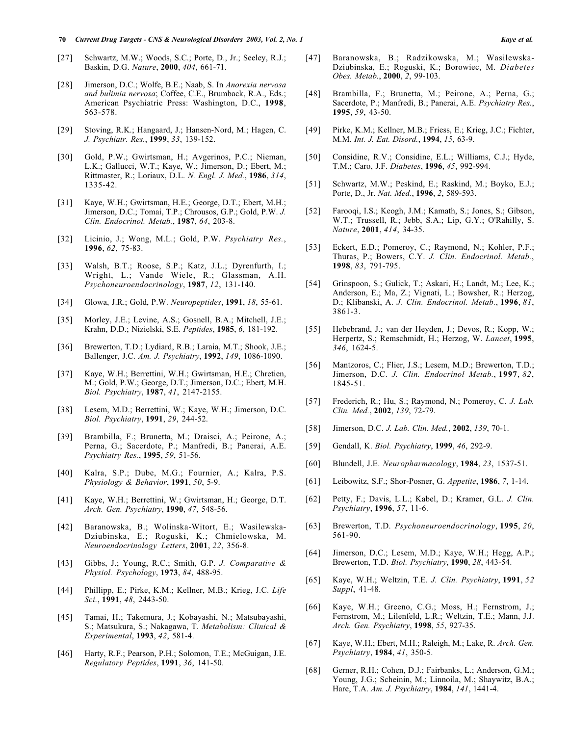[27] Schwartz, M.W.; Woods, S.C.; Porte, D., Jr.; Seeley, R.J.; Baskin, D.G. *Nature*, **2000**, *404*, 661-71.

[28] Jimerson, D.C.; Wolfe, B.E.; Naab, S. In *Anorexia nervosa and bulimia nervosa*; Coffee, C.E., Brumback, R.A., Eds.; American Psychiatric Press: Washington, D.C., **1998**, 563-578.

[29] Stoving, R.K.; Hangaard, J.; Hansen-Nord, M.; Hagen, C. *J. Psychiatr. Res.*, **1999**, *33*, 139-152.

[30] Gold, P.W.; Gwirtsman, H.; Avgerinos, P.C.; Nieman, L.K.; Gallucci, W.T.; Kaye, W.; Jimerson, D.; Ebert, M.; Rittmaster, R.; Loriaux, D.L. *N. Engl. J. Med.*, **1986**, *314*, 1335-42.

[31] Kaye, W.H.; Gwirtsman, H.E.; George, D.T.; Ebert, M.H.; Jimerson, D.C.; Tomai, T.P.; Chrousos, G.P.; Gold, P.W. *J. Clin. Endocrinol. Metab.*, **1987**, *64*, 203-8.

[32] Licinio, J.; Wong, M.L.; Gold, P.W. *Psychiatry Res.*, **1996**, *62*, 75-83.

[33] Walsh, B.T.; Roose, S.P.; Katz, J.L.; Dyrenfurth, I.; Wright, L.; Vande Wiele, R.; Glassman, A.H. *Psychoneuroendocrinology*, **1987**, *12*, 131-140.

[34] Glowa, J.R.; Gold, P.W. *Neuropeptides*, **1991**, *18*, 55-61.

[35] Morley, J.E.; Levine, A.S.; Gosnell, B.A.; Mitchell, J.E.; Krahn, D.D.; Nizielski, S.E. *Peptides*, **1985**, *6*, 181-192.

[36] Brewerton, T.D.; Lydiard, R.B.; Laraia, M.T.; Shook, J.E.; Ballenger, J.C. *Am. J. Psychiatry*, **1992**, *149*, 1086-1090.

[37] Kaye, W.H.; Berrettini, W.H.; Gwirtsman, H.E.; Chretien, M.; Gold, P.W.; George, D.T.; Jimerson, D.C.; Ebert, M.H. *Biol. Psychiatry*, **1987**, *41*, 2147-2155.

[38] Lesem, M.D.; Berrettini, W.; Kaye, W.H.; Jimerson, D.C. *Biol. Psychiatry*, **1991**, *29*, 244-52.

[39] Brambilla, F.; Brunetta, M.; Draisci, A.; Peirone, A.; Perna, G.; Sacerdote, P.; Manfredi, B.; Panerai, A.E. *Psychiatry Res.*, **1995**, *59*, 51-56.

[40] Kalra, S.P.; Dube, M.G.; Fournier, A.; Kalra, P.S. *Physiology & Behavior*, **1991**, *50*, 5-9.

[41] Kaye, W.H.; Berrettini, W.; Gwirtsman, H.; George, D.T. *Arch. Gen. Psychiatry*, **1990**, *47*, 548-56.

[42] Baranowska, B.; Wolinska-Witort, E.; Wasilewska-Dziubinska, E.; Roguski, K.; Chmielowska, M. *Neuroendocrinology Letters*, **2001**, *22*, 356-8.

[43] Gibbs, J.; Young, R.C.; Smith, G.P. *J. Comparative & Physiol. Psychology*, **1973**, *84*, 488-95.

[44] Phillipp, E.; Pirke, K.M.; Kellner, M.B.; Krieg, J.C. *Life Sci.*, **1991**, *48*, 2443-50.

[45] Tamai, H.; Takemura, J.; Kobayashi, N.; Matsubayashi, S.; Matsukura, S.; Nakagawa, T. *Metabolism: Clinical & Experimental*, **1993**, *42*, 581-4.

[46] Harty, R.F.; Pearson, P.H.; Solomon, T.E.; McGuigan, J.E. *Regulatory Peptides*, **1991**, *36*, 141-50.

[47] Baranowska, B.; Radzikowska, M.; Wasilewska-Dziubinska, E.; Roguski, K.; Borowiec, M. *Diabetes Obes. Metab.*, **2000**, *2*, 99-103.

[48] Brambilla, F.; Brunetta, M.; Peirone, A.; Perna, G.; Sacerdote, P.; Manfredi, B.; Panerai, A.E. *Psychiatry Res.*, **1995**, *59*, 43-50.

[49] Pirke, K.M.; Kellner, M.B.; Friess, E.; Krieg, J.C.; Fichter, M.M. *Int. J. Eat. Disord.*, **1994**, *15*, 63-9.

[50] Considine, R.V.; Considine, E.L.; Williams, C.J.; Hyde, T.M.; Caro, J.F. *Diabetes*, **1996**, *45*, 992-994.

[51] Schwartz, M.W.; Peskind, E.; Raskind, M.; Boyko, E.J.; Porte, D., Jr. *Nat. Med.*, **1996**, *2*, 589-593.

[52] Farooqi, I.S.; Keogh, J.M.; Kamath, S.; Jones, S.; Gibson, W.T.; Trussell, R.; Jebb, S.A.; Lip, G.Y.; O'Rahilly, S. *Nature*, **2001**, *414*, 34-35.

[53] Eckert, E.D.; Pomeroy, C.; Raymond, N.; Kohler, P.F.; Thuras, P.; Bowers, C.Y. *J. Clin. Endocrinol. Metab.*, **1998**, *83*, 791-795.

[54] Grinspoon, S.; Gulick, T.; Askari, H.; Landt, M.; Lee, K.; Anderson, E.; Ma, Z.; Vignati, L.; Bowsher, R.; Herzog, D.; Klibanski, A. *J. Clin. Endocrinol. Metab.*, **1996**, *81*, 3861-3.

[55] Hebebrand, J.; van der Heyden, J.; Devos, R.; Kopp, W.; Herpertz, S.; Remschmidt, H.; Herzog, W. *Lancet*, **1995**, *346*, 1624-5.

[56] Mantzoros, C.; Flier, J.S.; Lesem, M.D.; Brewerton, T.D.; Jimerson, D.C. *J. Clin. Endocrinol Metab.*, **1997**, *82*, 1845-51.

[57] Frederich, R.; Hu, S.; Raymond, N.; Pomeroy, C. *J. Lab. Clin. Med.*, **2002**, *139*, 72-79.

[58] Jimerson, D.C. *J. Lab. Clin. Med.*, **2002**, *139*, 70-1.

[59] Gendall, K. *Biol. Psychiatry*, **1999**, *46*, 292-9.

[60] Blundell, J.E. *Neuropharmacology*, **1984**, *23*, 1537-51.

[61] Leibowitz, S.F.; Shor-Posner, G. *Appetite*, **1986**, *7*, 1-14.

[62] Petty, F.; Davis, L.L.; Kabel, D.; Kramer, G.L. *J. Clin. Psychiatry*, **1996**, *57*, 11-6.

[63] Brewerton, T.D. *Psychoneuroendocrinology*, **1995**, *20*, 561-90.

[64] Jimerson, D.C.; Lesem, M.D.; Kaye, W.H.; Hegg, A.P.; Brewerton, T.D. *Biol. Psychiatry*, **1990**, *28*, 443-54.

[65] Kaye, W.H.; Weltzin, T.E. *J. Clin. Psychiatry*, **1991**, *52 Suppl*, 41-48.

[66] Kaye, W.H.; Greeno, C.G.; Moss, H.; Fernstrom, J.; Fernstrom, M.; Lilenfeld, L.R.; Weltzin, T.E.; Mann, J.J. *Arch. Gen. Psychiatry*, **1998**, *55*, 927-35.

[67] Kaye, W.H.; Ebert, M.H.; Raleigh, M.; Lake, R. *Arch. Gen. Psychiatry*, **1984**, *41*, 350-5.

[68] Gerner, R.H.; Cohen, D.J.; Fairbanks, L.; Anderson, G.M.; Young, J.G.; Scheinin, M.; Linnoila, M.; Shaywitz, B.A.; Hare, T.A. *Am. J. Psychiatry*, **1984**, *141*, 1441-4.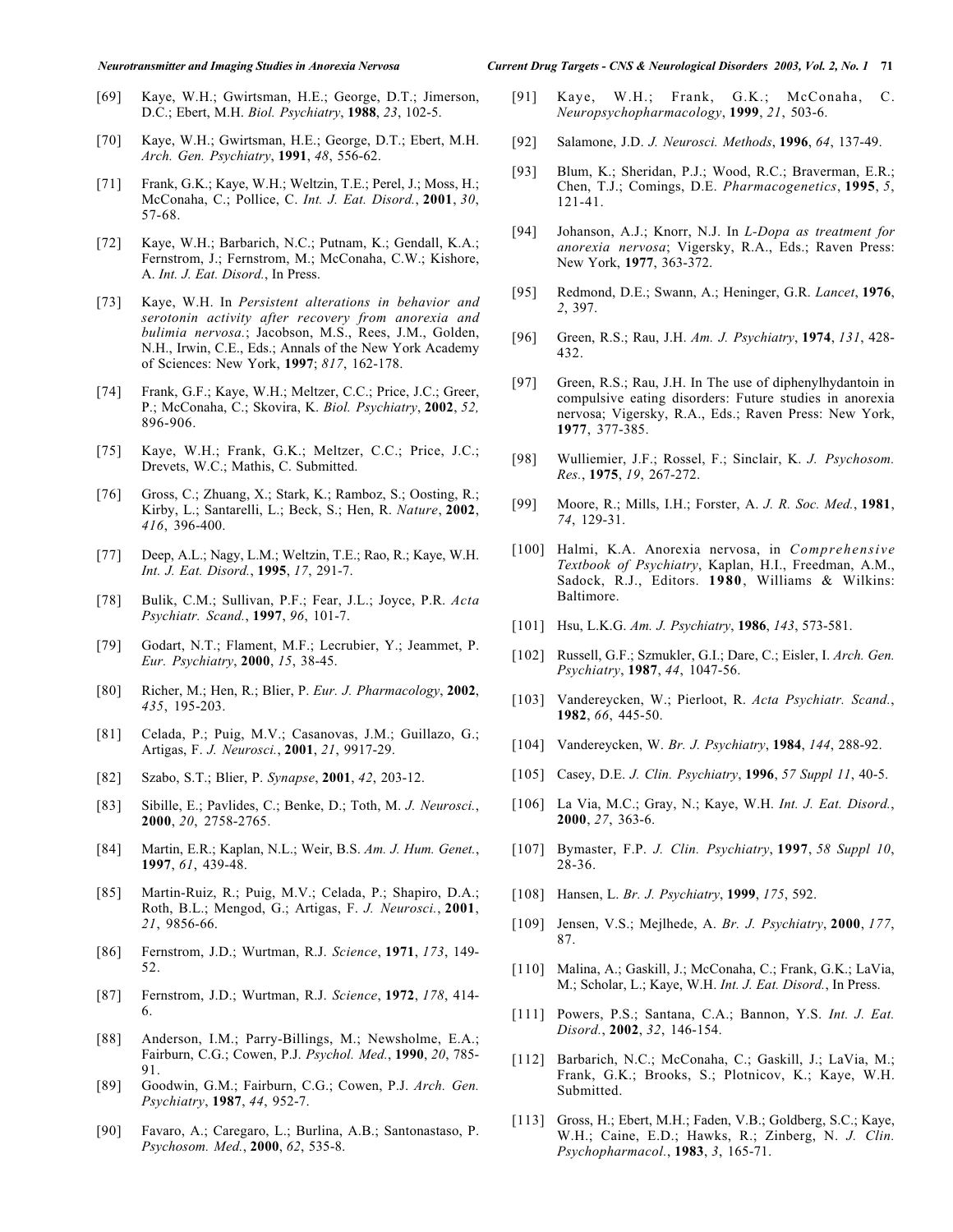[69] Kaye, W.H.; Gwirtsman, H.E.; George, D.T.; Jimerson, D.C.; Ebert, M.H. *Biol. Psychiatry*, **1988**, *23*, 102-5.

[70] Kaye, W.H.; Gwirtsman, H.E.; George, D.T.; Ebert, M.H. *Arch. Gen. Psychiatry*, **1991**, *48*, 556-62.

[71] Frank, G.K.; Kaye, W.H.; Weltzin, T.E.; Perel, J.; Moss, H.; McConaha, C.; Pollice, C. *Int. J. Eat. Disord.*, **2001**, *30*, 57-68.

[72] Kaye, W.H.; Barbarich, N.C.; Putnam, K.; Gendall, K.A.; Fernstrom, J.; Fernstrom, M.; McConaha, C.W.; Kishore, A. *Int. J. Eat. Disord.*, In Press.

[73] Kaye, W.H. In *Persistent alterations in behavior and serotonin activity after recovery from anorexia and bulimia nervosa.*; Jacobson, M.S., Rees, J.M., Golden, N.H., Irwin, C.E., Eds.; Annals of the New York Academy of Sciences: New York, **1997**; *817*, 162-178.

[74] Frank, G.F.; Kaye, W.H.; Meltzer, C.C.; Price, J.C.; Greer, P.; McConaha, C.; Skovira, K. *Biol. Psychiatry*, **2002**, *52,* 896-906.

[75] Kaye, W.H.; Frank, G.K.; Meltzer, C.C.; Price, J.C.; Drevets, W.C.; Mathis, C. Submitted.

[76] Gross, C.; Zhuang, X.; Stark, K.; Ramboz, S.; Oosting, R.; Kirby, L.; Santarelli, L.; Beck, S.; Hen, R. *Nature*, **2002**, *416*, 396-400.

[77] Deep, A.L.; Nagy, L.M.; Weltzin, T.E.; Rao, R.; Kaye, W.H. *Int. J. Eat. Disord.*, **1995**, *17*, 291-7.

[78] Bulik, C.M.; Sullivan, P.F.; Fear, J.L.; Joyce, P.R. *Acta Psychiatr. Scand.*, **1997**, *96*, 101-7.

[79] Godart, N.T.; Flament, M.F.; Lecrubier, Y.; Jeammet, P. *Eur. Psychiatry*, **2000**, *15*, 38-45.

[80] Richer, M.; Hen, R.; Blier, P. *Eur. J. Pharmacology*, **2002**, *435*, 195-203.

[81] Celada, P.; Puig, M.V.; Casanovas, J.M.; Guillazo, G.; Artigas, F. *J. Neurosci.*, **2001**, *21*, 9917-29.

[82] Szabo, S.T.; Blier, P. *Synapse*, **2001**, *42*, 203-12.

[83] Sibille, E.; Pavlides, C.; Benke, D.; Toth, M. *J. Neurosci.*, **2000**, *20*, 2758-2765.

[84] Martin, E.R.; Kaplan, N.L.; Weir, B.S. *Am. J. Hum. Genet.*, **1997**, *61*, 439-48.

[85] Martin-Ruiz, R.; Puig, M.V.; Celada, P.; Shapiro, D.A.; Roth, B.L.; Mengod, G.; Artigas, F. *J. Neurosci.*, **2001**, *21*, 9856-66.

[86] Fernstrom, J.D.; Wurtman, R.J. *Science*, **1971**, *173*, 149-52.

[87] Fernstrom, J.D.; Wurtman, R.J. *Science*, **1972**, *178*, 414-6.

[88] Anderson, I.M.; Parry-Billings, M.; Newsholme, E.A.; Fairburn, C.G.; Cowen, P.J. *Psychol. Med.*, **1990**, *20*, 785-91.

[89] Goodwin, G.M.; Fairburn, C.G.; Cowen, P.J. *Arch. Gen. Psychiatry*, **1987**, *44*, 952-7.

[90] Favaro, A.; Caregaro, L.; Burlina, A.B.; Santonastaso, P. *Psychosom. Med.*, **2000**, *62*, 535-8.

[91] Kaye, W.H.; Frank, G.K.; McConaha, C. *Neuropsychopharmacology*, **1999**, *21*, 503-6.

[92] Salamone, J.D. *J. Neurosci. Methods*, **1996**, *64*, 137-49.

[93] Blum, K.; Sheridan, P.J.; Wood, R.C.; Braverman, E.R.; Chen, T.J.; Comings, D.E. *Pharmacogenetics*, **1995**, *5*, 121-41.

[94] Johanson, A.J.; Knorr, N.J. In *L-Dopa as treatment for anorexia nervosa*; Vigersky, R.A., Eds.; Raven Press: New York, **1977**, 363-372.

[95] Redmond, D.E.; Swann, A.; Heninger, G.R. *Lancet*, **1976**, *2*, 397.

[96] Green, R.S.; Rau, J.H. *Am. J. Psychiatry*, **1974**, *131*, 428-432.

[97] Green, R.S.; Rau, J.H. In The use of diphenylhydantoin in compulsive eating disorders: Future studies in anorexia nervosa; Vigersky, R.A., Eds.; Raven Press: New York, **1977**, 377-385.

[98] Wulliemier, J.F.; Rossel, F.; Sinclair, K. *J. Psychosom. Res.*, **1975**, *19*, 267-272.

[99] Moore, R.; Mills, I.H.; Forster, A. *J. R. Soc. Med.*, **1981**, *74*, 129-31.

[100] Halmi, K.A. Anorexia nervosa, in *Comprehensive Textbook of Psychiatry*, Kaplan, H.I., Freedman, A.M., Sadock, R.J., Editors. **1980**, Williams & Wilkins: Baltimore.

[101] Hsu, L.K.G. *Am. J. Psychiatry*, **1986**, *143*, 573-581.

[102] Russell, G.F.; Szmukler, G.I.; Dare, C.; Eisler, I. *Arch. Gen. Psychiatry*, **1987**, *44*, 1047-56.

[103] Vandereycken, W.; Pierloot, R. *Acta Psychiatr. Scand.*, **1982**, *66*, 445-50.

[104] Vandereycken, W. *Br. J. Psychiatry*, **1984**, *144*, 288-92.

[105] Casey, D.E. *J. Clin. Psychiatry*, **1996**, *57 Suppl 11*, 40-5.

[106] La Via, M.C.; Gray, N.; Kaye, W.H. *Int. J. Eat. Disord.*, **2000**, *27*, 363-6.

[107] Bymaster, F.P. *J. Clin. Psychiatry*, **1997**, *58 Suppl 10*, 28-36.

[108] Hansen, L. *Br. J. Psychiatry*, **1999**, *175*, 592.

[109] Jensen, V.S.; Mejlhede, A. *Br. J. Psychiatry*, **2000**, *177*, 87.

[110] Malina, A.; Gaskill, J.; McConaha, C.; Frank, G.K.; LaVia, M.; Scholar, L.; Kaye, W.H. *Int. J. Eat. Disord.*, In Press.

[111] Powers, P.S.; Santana, C.A.; Bannon, Y.S. *Int. J. Eat. Disord.*, **2002**, *32*, 146-154.

[112] Barbarich, N.C.; McConaha, C.; Gaskill, J.; LaVia, M.; Frank, G.K.; Brooks, S.; Plotnicov, K.; Kaye, W.H. Submitted.

[113] Gross, H.; Ebert, M.H.; Faden, V.B.; Goldberg, S.C.; Kaye, W.H.; Caine, E.D.; Hawks, R.; Zinberg, N. *J. Clin. Psychopharmacol.*, **1983**, *3*, 165-71.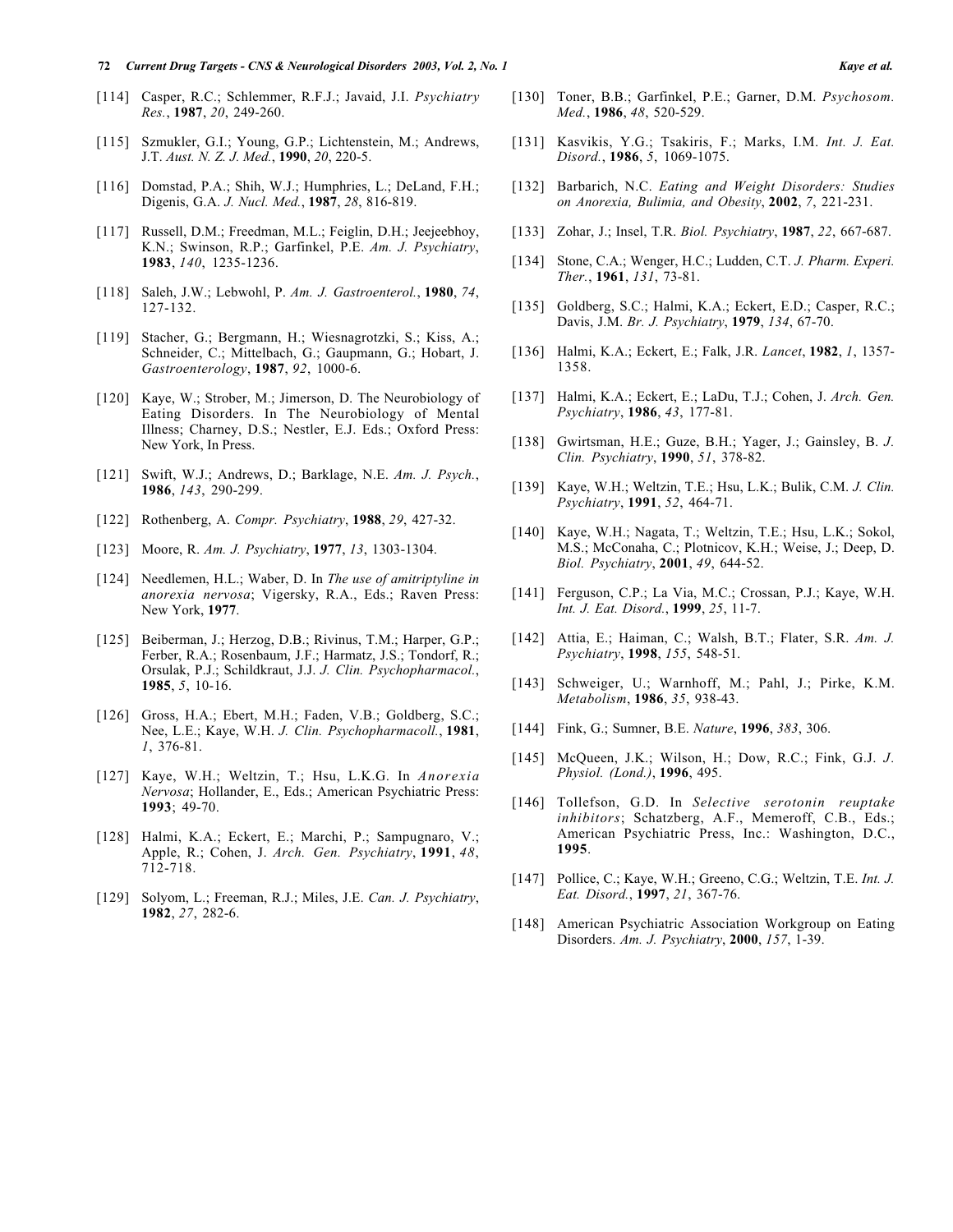[114] Casper, R.C.; Schlemmer, R.F.J.; Javaid, J.I. *Psychiatry Res.*, **1987**, *20*, 249-260.

[115] Szmukler, G.I.; Young, G.P.; Lichtenstein, M.; Andrews, J.T. *Aust. N. Z. J. Med.*, **1990**, *20*, 220-5.

[116] Domstad, P.A.; Shih, W.J.; Humphries, L.; DeLand, F.H.; Digenis, G.A. *J. Nucl. Med.*, **1987**, *28*, 816-819.

[117] Russell, D.M.; Freedman, M.L.; Feiglin, D.H.; Jeejeebhoy, K.N.; Swinson, R.P.; Garfinkel, P.E. *Am. J. Psychiatry*, **1983**, *140*, 1235-1236.

[118] Saleh, J.W.; Lebwohl, P. *Am. J. Gastroenterol.*, **1980**, *74*, 127-132.

[119] Stacher, G.; Bergmann, H.; Wiesnagrotzki, S.; Kiss, A.; Schneider, C.; Mittelbach, G.; Gaupmann, G.; Hobart, J. *Gastroenterology*, **1987**, *92*, 1000-6.

[120] Kaye, W.; Strober, M.; Jimerson, D. The Neurobiology of Eating Disorders. In The Neurobiology of Mental Illness; Charney, D.S.; Nestler, E.J. Eds.; Oxford Press: New York, In Press.

[121] Swift, W.J.; Andrews, D.; Barklage, N.E. *Am. J. Psych.*, **1986**, *143*, 290-299.

[122] Rothenberg, A. *Compr. Psychiatry*, **1988**, *29*, 427-32.

[123] Moore, R. *Am. J. Psychiatry*, **1977**, *13*, 1303-1304.

[124] Needlemen, H.L.; Waber, D. In *The use of amitriptyline in anorexia nervosa*; Vigersky, R.A., Eds.; Raven Press: New York, **1977**.

[125] Beiberman, J.; Herzog, D.B.; Rivinus, T.M.; Harper, G.P.; Ferber, R.A.; Rosenbaum, J.F.; Harmatz, J.S.; Tondorf, R.; Orsulak, P.J.; Schildkraut, J.J. *J. Clin. Psychopharmacol.*, **1985**, *5*, 10-16.

[126] Gross, H.A.; Ebert, M.H.; Faden, V.B.; Goldberg, S.C.; Nee, L.E.; Kaye, W.H. *J. Clin. Psychopharmacoll.*, **1981**, *1*, 376-81.

[127] Kaye, W.H.; Weltzin, T.; Hsu, L.K.G. In *Anorexia Nervosa*; Hollander, E., Eds.; American Psychiatric Press: **1993**; 49-70.

[128] Halmi, K.A.; Eckert, E.; Marchi, P.; Sampugnaro, V.; Apple, R.; Cohen, J. *Arch. Gen. Psychiatry*, **1991**, *48*, 712-718.

[129] Solyom, L.; Freeman, R.J.; Miles, J.E. *Can. J. Psychiatry*, **1982**, *27*, 282-6.

[130] Toner, B.B.; Garfinkel, P.E.; Garner, D.M. *Psychosom. Med.*, **1986**, *48*, 520-529.

[131] Kasvikis, Y.G.; Tsakiris, F.; Marks, I.M. *Int. J. Eat. Disord.*, **1986**, *5*, 1069-1075.

[132] Barbarich, N.C. *Eating and Weight Disorders: Studies on Anorexia, Bulimia, and Obesity*, **2002**, *7*, 221-231.

[133] Zohar, J.; Insel, T.R. *Biol. Psychiatry*, **1987**, *22*, 667-687.

[134] Stone, C.A.; Wenger, H.C.; Ludden, C.T. *J. Pharm. Experi. Ther.*, **1961**, *131*, 73-81.

[135] Goldberg, S.C.; Halmi, K.A.; Eckert, E.D.; Casper, R.C.; Davis, J.M. *Br. J. Psychiatry*, **1979**, *134*, 67-70.

[136] Halmi, K.A.; Eckert, E.; Falk, J.R. *Lancet*, **1982**, *1*, 1357-1358.

[137] Halmi, K.A.; Eckert, E.; LaDu, T.J.; Cohen, J. *Arch. Gen. Psychiatry*, **1986**, *43*, 177-81.

[138] Gwirtsman, H.E.; Guze, B.H.; Yager, J.; Gainsley, B. *J. Clin. Psychiatry*, **1990**, *51*, 378-82.

[139] Kaye, W.H.; Weltzin, T.E.; Hsu, L.K.; Bulik, C.M. *J. Clin. Psychiatry*, **1991**, *52*, 464-71.

[140] Kaye, W.H.; Nagata, T.; Weltzin, T.E.; Hsu, L.K.; Sokol, M.S.; McConaha, C.; Plotnicov, K.H.; Weise, J.; Deep, D. *Biol. Psychiatry*, **2001**, *49*, 644-52.

[141] Ferguson, C.P.; La Via, M.C.; Crossan, P.J.; Kaye, W.H. *Int. J. Eat. Disord.*, **1999**, *25*, 11-7.

[142] Attia, E.; Haiman, C.; Walsh, B.T.; Flater, S.R. *Am. J. Psychiatry*, **1998**, *155*, 548-51.

[143] Schweiger, U.; Warnhoff, M.; Pahl, J.; Pirke, K.M. *Metabolism*, **1986**, *35*, 938-43.

[144] Fink, G.; Sumner, B.E. *Nature*, **1996**, *383*, 306.

[145] McQueen, J.K.; Wilson, H.; Dow, R.C.; Fink, G.J. *J. Physiol. (Lond.)*, **1996**, 495.

[146] Tollefson, G.D. In *Selective serotonin reuptake inhibitors*; Schatzberg, A.F., Memeroff, C.B., Eds.; American Psychiatric Press, Inc.: Washington, D.C., **1995**.

[147] Pollice, C.; Kaye, W.H.; Greeno, C.G.; Weltzin, T.E. *Int. J. Eat. Disord.*, **1997**, *21*, 367-76.

[148] American Psychiatric Association Workgroup on Eating Disorders. *Am. J. Psychiatry*, **2000**, *157*, 1-39.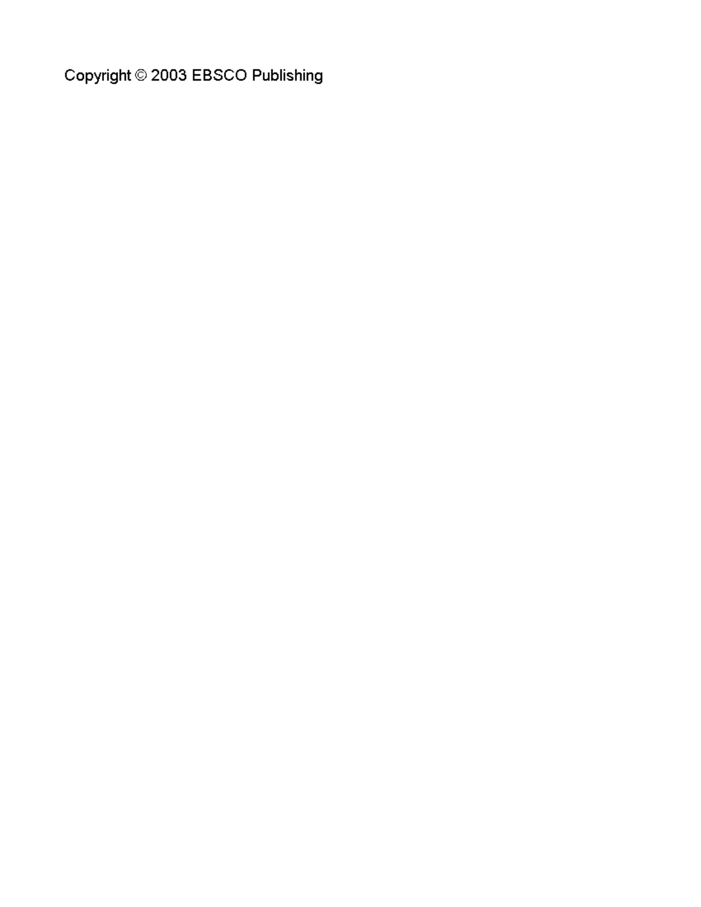Copyright © 2003 EBSCO Publishing